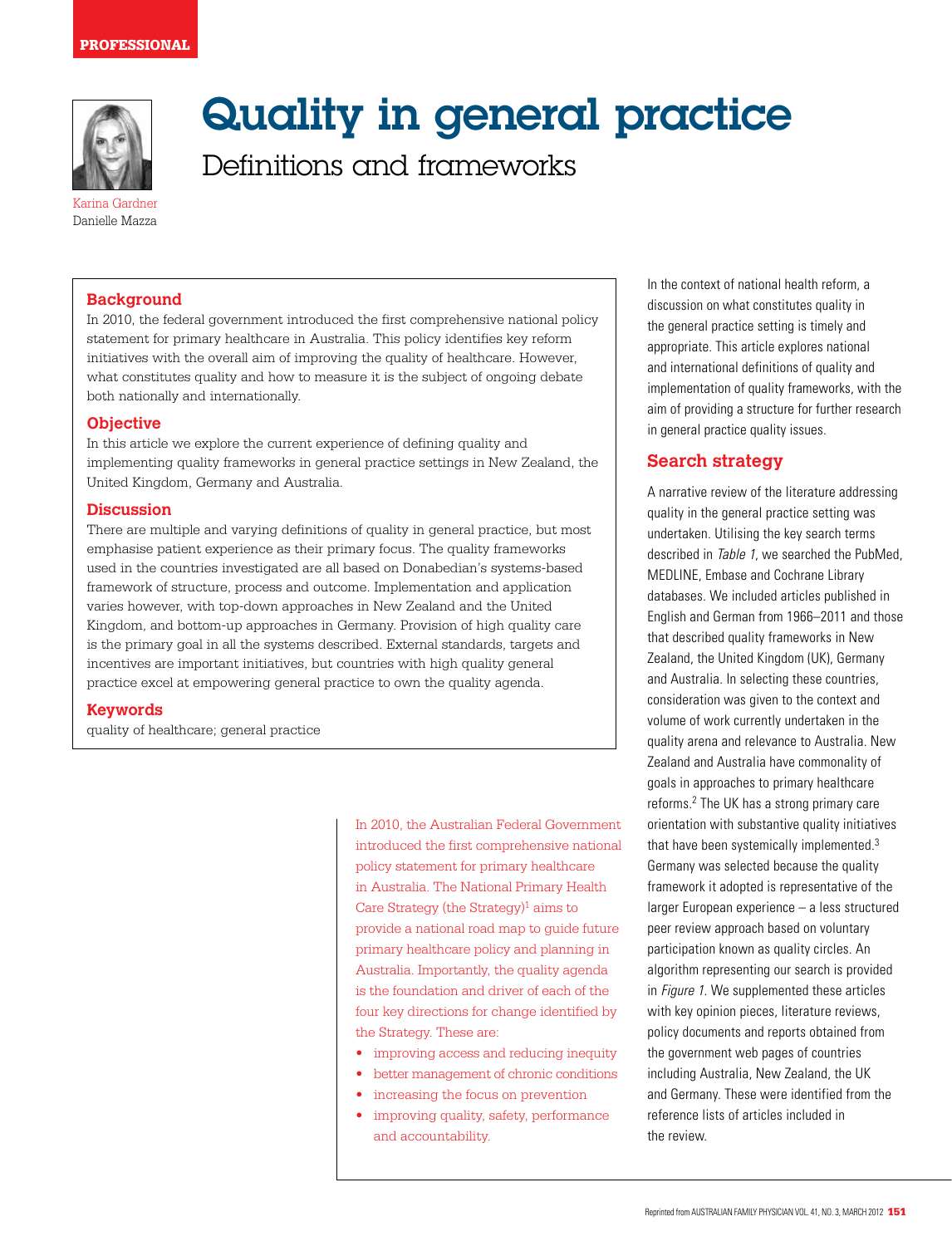PROFESSIONAL

# Quality in general practice

## Definitions and frameworks

Karina Gardner
Danielle Mazza

### Background

In 2010, the federal government introduced the first comprehensive national policy statement for primary healthcare in Australia. This policy identifies key reform initiatives with the overall aim of improving the quality of healthcare. However, what constitutes quality and how to measure it is the subject of ongoing debate both nationally and internationally.

### Objective

In this article we explore the current experience of defining quality and implementing quality frameworks in general practice settings in New Zealand, the United Kingdom, Germany and Australia.

### Discussion

There are multiple and varying definitions of quality in general practice, but most emphasise patient experience as their primary focus. The quality frameworks used in the countries investigated are all based on Donabedian's systems-based framework of structure, process and outcome. Implementation and application varies however, with top-down approaches in New Zealand and the United Kingdom, and bottom-up approaches in Germany. Provision of high quality care is the primary goal in all the systems described. External standards, targets and incentives are important initiatives, but countries with high quality general practice excel at empowering general practice to own the quality agenda.

### Keywords

quality of healthcare; general practice

In 2010, the Australian Federal Government introduced the first comprehensive national policy statement for primary healthcare in Australia. The National Primary Health Care Strategy (the Strategy)[1] aims to provide a national road map to guide future primary healthcare policy and planning in Australia. Importantly, the quality agenda is the foundation and driver of each of the four key directions for change identified by the Strategy. These are:

- improving access and reducing inequity
- better management of chronic conditions
- increasing the focus on prevention
- improving quality, safety, performance and accountability.

In the context of national health reform, a discussion on what constitutes quality in the general practice setting is timely and appropriate. This article explores national and international definitions of quality and implementation of quality frameworks, with the aim of providing a structure for further research in general practice quality issues.

## Search strategy

A narrative review of the literature addressing quality in the general practice setting was undertaken. Utilising the key search terms described in *Table 1*, we searched the PubMed, MEDLINE, Embase and Cochrane Library databases. We included articles published in English and German from 1966–2011 and those that described quality frameworks in New Zealand, the United Kingdom (UK), Germany and Australia. In selecting these countries, consideration was given to the context and volume of work currently undertaken in the quality arena and relevance to Australia. New Zealand and Australia have commonality of goals in approaches to primary healthcare reforms.[2] The UK has a strong primary care orientation with substantive quality initiatives that have been systemically implemented.[3] Germany was selected because the quality framework it adopted is representative of the larger European experience – a less structured peer review approach based on voluntary participation known as quality circles. An algorithm representing our search is provided in *Figure 1*. We supplemented these articles with key opinion pieces, literature reviews, policy documents and reports obtained from the government web pages of countries including Australia, New Zealand, the UK and Germany. These were identified from the reference lists of articles included in the review.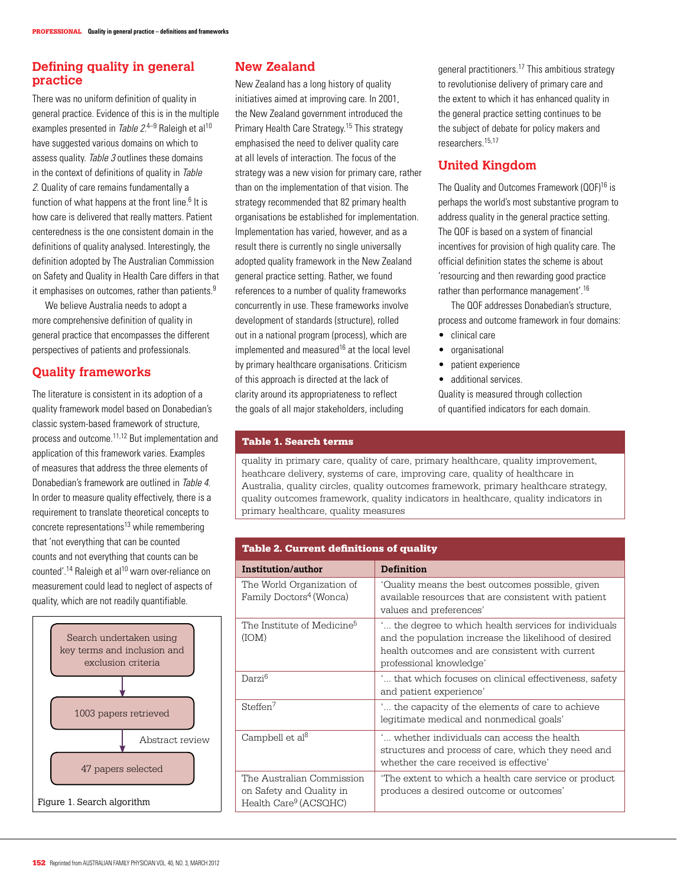## Defining quality in general practice

There was no uniform definition of quality in general practice. Evidence of this is in the multiple examples presented in *Table 2*.[4–9] Raleigh et al[10] have suggested various domains on which to assess quality. *Table 3* outlines these domains in the context of definitions of quality in *Table 2*. Quality of care remains fundamentally a function of what happens at the front line.[6] It is how care is delivered that really matters. Patient centeredness is the one consistent domain in the definitions of quality analysed. Interestingly, the definition adopted by The Australian Commission on Safety and Quality in Health Care differs in that it emphasises on outcomes, rather than patients.[9]

We believe Australia needs to adopt a more comprehensive definition of quality in general practice that encompasses the different perspectives of patients and professionals.

## Quality frameworks

The literature is consistent in its adoption of a quality framework model based on Donabedian's classic system-based framework of structure, process and outcome.[11,12] But implementation and application of this framework varies. Examples of measures that address the three elements of Donabedian's framework are outlined in *Table 4*. In order to measure quality effectively, there is a requirement to translate theoretical concepts to concrete representations[13] while remembering that 'not everything that can be counted counts and not everything that counts can be counted'.[14] Raleigh et al[10] warn over-reliance on measurement could lead to neglect of aspects of quality, which are not readily quantifiable.

Search undertaken using key terms and inclusion and exclusion criteria → 1003 papers retrieved → (Abstract review) → 47 papers selected

Figure 1. Search algorithm

## New Zealand

New Zealand has a long history of quality initiatives aimed at improving care. In 2001, the New Zealand government introduced the Primary Health Care Strategy.[15] This strategy emphasised the need to deliver quality care at all levels of interaction. The focus of the strategy was a new vision for primary care, rather than on the implementation of that vision. The strategy recommended that 82 primary health organisations be established for implementation. Implementation has varied, however, and as a result there is currently no single universally adopted quality framework in the New Zealand general practice setting. Rather, we found references to a number of quality frameworks concurrently in use. These frameworks involve development of standards (structure), rolled out in a national program (process), which are implemented and measured[16] at the local level by primary healthcare organisations. Criticism of this approach is directed at the lack of clarity around its appropriateness to reflect the goals of all major stakeholders, including general practitioners.[17] This ambitious strategy to revolutionise delivery of primary care and the extent to which it has enhanced quality in the general practice setting continues to be the subject of debate for policy makers and researchers.[15,17]

## United Kingdom

The Quality and Outcomes Framework (QOF)[16] is perhaps the world's most substantive program to address quality in the general practice setting. The QOF is based on a system of financial incentives for provision of high quality care. The official definition states the scheme is about 'resourcing and then rewarding good practice rather than performance management'.[16]

The QOF addresses Donabedian's structure, process and outcome framework in four domains:

- clinical care
- organisational
- patient experience
- additional services.

Quality is measured through collection of quantified indicators for each domain.

**Table 1. Search terms**

| |
|---|
| quality in primary care, quality of care, primary healthcare, quality improvement, heathcare delivery, systems of care, improving care, quality of healthcare in Australia, quality circles, quality outcomes framework, primary healthcare strategy, quality outcomes framework, quality indicators in healthcare, quality indicators in primary healthcare, quality measures |

**Table 2. Current definitions of quality**

| Institution/author | Definition |
|---|---|
| The World Organization of Family Doctors[4] (Wonca) | 'Quality means the best outcomes possible, given available resources that are consistent with patient values and preferences' |
| The Institute of Medicine[5] (IOM) | '... the degree to which health services for individuals and the population increase the likelihood of desired health outcomes and are consistent with current professional knowledge' |
| Darzi[6] | '... that which focuses on clinical effectiveness, safety and patient experience' |
| Steffen[7] | '... the capacity of the elements of care to achieve legitimate medical and nonmedical goals' |
| Campbell et al[8] | '... whether individuals can access the health structures and process of care, which they need and whether the care received is effective' |
| The Australian Commission on Safety and Quality in Health Care[9] (ACSQHC) | 'The extent to which a health care service or product produces a desired outcome or outcomes' |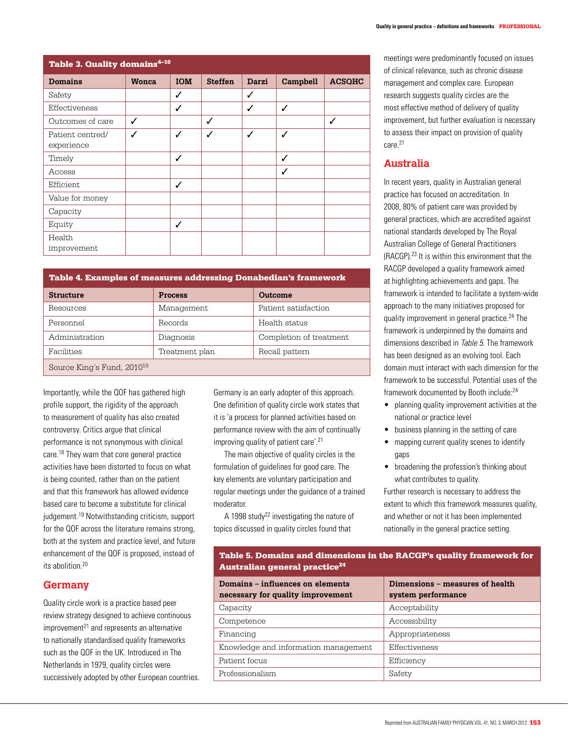**Table 3. Quality domains[4–10]**

| Domains | Wonca | IOM | Steffen | Darzi | Campbell | ACSQHC |
|---|---|---|---|---|---|---|
| Safety | | ✓ | | ✓ | | |
| Effectiveness | | ✓ | | ✓ | ✓ | |
| Outcomes of care | ✓ | | ✓ | | | ✓ |
| Patient centred/ experience | ✓ | ✓ | ✓ | ✓ | ✓ | |
| Timely | | ✓ | | | ✓ | |
| Access | | | | | ✓ | |
| Efficient | | ✓ | | | | |
| Value for money | | | | | | |
| Capacity | | | | | | |
| Equity | | ✓ | | | | |
| Health improvement | | | | | | |

**Table 4. Examples of measures addressing Donabedian's framework**

| Structure | Process | Outcome |
|---|---|---|
| Resources | Management | Patient satisfaction |
| Personnel | Records | Health status |
| Administration | Diagnosis | Completion of treatment |
| Facilities | Treatment plan | Recall pattern |

Source King's Fund, 2010[10]

Importantly, while the QOF has gathered high profile support, the rigidity of the approach to measurement of quality has also created controversy. Critics argue that clinical performance is not synonymous with clinical care.[18] They warn that core general practice activities have been distorted to focus on what is being counted, rather than on the patient and that this framework has allowed evidence based care to become a substitute for clinical judgement.[19] Notwithstanding criticism, support for the QOF across the literature remains strong, both at the system and practice level, and future enhancement of the QOF is proposed, instead of its abolition.[20]

## Germany

Quality circle work is a practice based peer review strategy designed to achieve continuous improvement[21] and represents an alternative to nationally standardised quality frameworks such as the QOF in the UK. Introduced in The Netherlands in 1979, quality circles were successively adopted by other European countries. Germany is an early adopter of this approach. One definition of quality circle work states that it is 'a process for planned activities based on performance review with the aim of continually improving quality of patient care'.[21]

The main objective of quality circles is the formulation of guidelines for good care. The key elements are voluntary participation and regular meetings under the guidance of a trained moderator.

A 1998 study[22] investigating the nature of topics discussed in quality circles found that meetings were predominantly focused on issues of clinical relevance, such as chronic disease management and complex care. European research suggests quality circles are the most effective method of delivery of quality improvement, but further evaluation is necessary to assess their impact on provision of quality care.[21]

## Australia

In recent years, quality in Australian general practice has focused on accreditation. In 2008, 80% of patient care was provided by general practices, which are accredited against national standards developed by The Royal Australian College of General Practitioners (RACGP).[23] It is within this environment that the RACGP developed a quality framework aimed at highlighting achievements and gaps. The framework is intended to facilitate a system-wide approach to the many initiatives proposed for quality improvement in general practice.[24] The framework is underpinned by the domains and dimensions described in *Table 5*. The framework has been designed as an evolving tool. Each domain must interact with each dimension for the framework to be successful. Potential uses of the framework documented by Booth include:[24]

- planning quality improvement activities at the national or practice level
- business planning in the setting of care
- mapping current quality scenes to identify gaps
- broadening the profession's thinking about what contributes to quality.

Further research is necessary to address the extent to which this framework measures quality, and whether or not it has been implemented nationally in the general practice setting.

**Table 5. Domains and dimensions in the RACGP's quality framework for Australian general practice[24]**

| Domains – influences on elements necessary for quality improvement | Dimensions – measures of health system performance |
|---|---|
| Capacity | Acceptability |
| Competence | Accessibility |
| Financing | Appropriateness |
| Knowledge and information management | Effectiveness |
| Patient focus | Efficiency |
| Professionalism | Safety |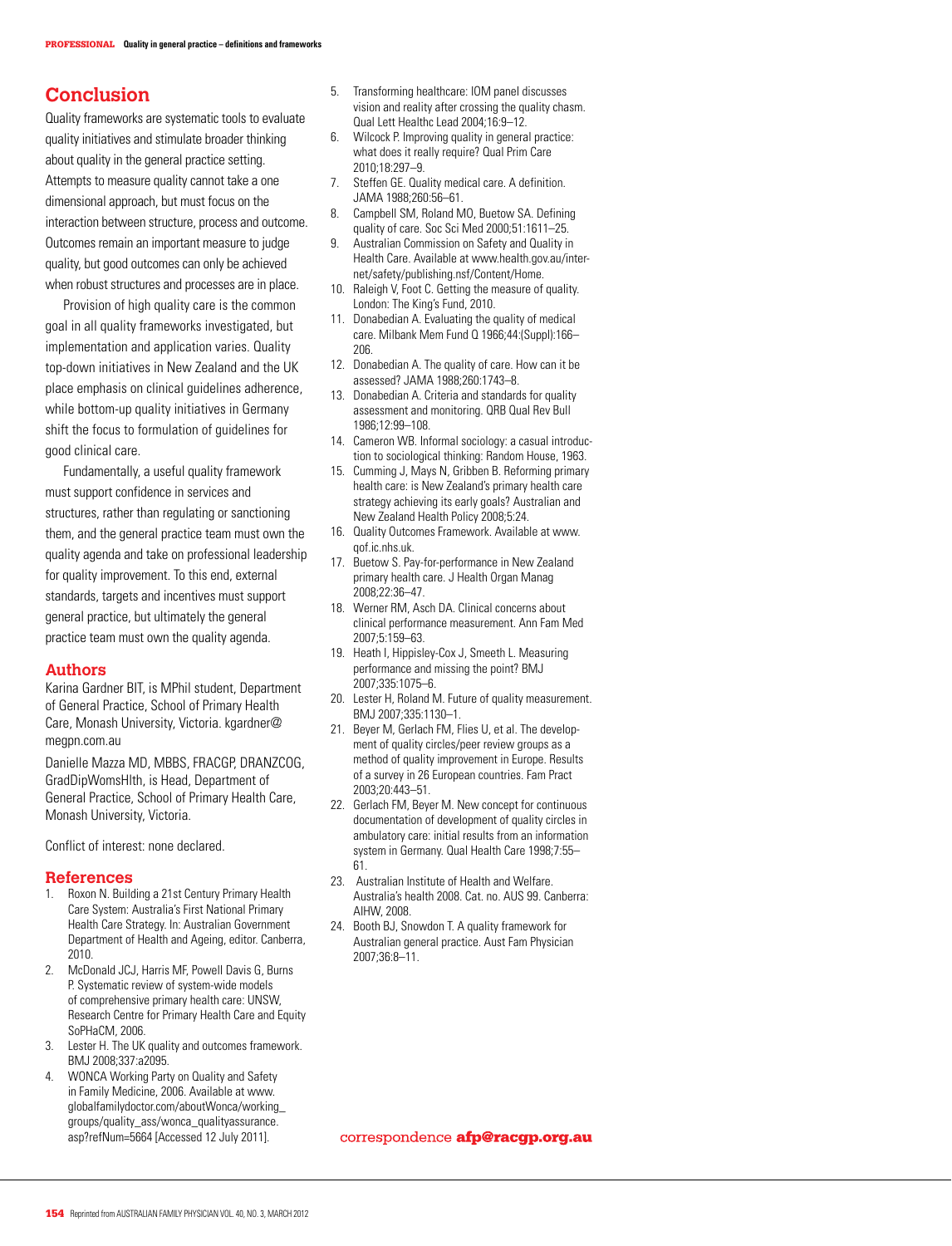## Conclusion

Quality frameworks are systematic tools to evaluate quality initiatives and stimulate broader thinking about quality in the general practice setting. Attempts to measure quality cannot take a one dimensional approach, but must focus on the interaction between structure, process and outcome. Outcomes remain an important measure to judge quality, but good outcomes can only be achieved when robust structures and processes are in place.

Provision of high quality care is the common goal in all quality frameworks investigated, but implementation and application varies. Quality top-down initiatives in New Zealand and the UK place emphasis on clinical guidelines adherence, while bottom-up quality initiatives in Germany shift the focus to formulation of guidelines for good clinical care.

Fundamentally, a useful quality framework must support confidence in services and structures, rather than regulating or sanctioning them, and the general practice team must own the quality agenda and take on professional leadership for quality improvement. To this end, external standards, targets and incentives must support general practice, but ultimately the general practice team must own the quality agenda.

## Authors

Karina Gardner BIT, is MPhil student, Department of General Practice, School of Primary Health Care, Monash University, Victoria. kgardner@megpn.com.au

Danielle Mazza MD, MBBS, FRACGP, DRANZCOG, GradDipWomsHlth, is Head, Department of General Practice, School of Primary Health Care, Monash University, Victoria.

Conflict of interest: none declared.

## References

1. Roxon N. Building a 21st Century Primary Health Care System: Australia's First National Primary Health Care Strategy. In: Australian Government Department of Health and Ageing, editor. Canberra, 2010.
2. McDonald JCJ, Harris MF, Powell Davis G, Burns P. Systematic review of system-wide models of comprehensive primary health care: UNSW, Research Centre for Primary Health Care and Equity SoPHaCM, 2006.
3. Lester H. The UK quality and outcomes framework. BMJ 2008;337:a2095.
4. WONCA Working Party on Quality and Safety in Family Medicine, 2006. Available at www.globalfamilydoctor.com/aboutWonca/working_groups/quality_ass/wonca_qualityassurance.asp?refNum=5664 [Accessed 12 July 2011].
5. Transforming healthcare: IOM panel discusses vision and reality after crossing the quality chasm. Qual Lett Healthc Lead 2004;16:9–12.
6. Wilcock P. Improving quality in general practice: what does it really require? Qual Prim Care 2010;18:297–9.
7. Steffen GE. Quality medical care. A definition. JAMA 1988;260:56–61.
8. Campbell SM, Roland MO, Buetow SA. Defining quality of care. Soc Sci Med 2000;51:1611–25.
9. Australian Commission on Safety and Quality in Health Care. Available at www.health.gov.au/internet/safety/publishing.nsf/Content/Home.
10. Raleigh V, Foot C. Getting the measure of quality. London: The King's Fund, 2010.
11. Donabedian A. Evaluating the quality of medical care. Milbank Mem Fund Q 1966;44:(Suppl):166–206.
12. Donabedian A. The quality of care. How can it be assessed? JAMA 1988;260:1743–8.
13. Donabedian A. Criteria and standards for quality assessment and monitoring. QRB Qual Rev Bull 1986;12:99–108.
14. Cameron WB. Informal sociology: a casual introduction to sociological thinking: Random House, 1963.
15. Cumming J, Mays N, Gribben B. Reforming primary health care: is New Zealand's primary health care strategy achieving its early goals? Australian and New Zealand Health Policy 2008;5:24.
16. Quality Outcomes Framework. Available at www.qof.ic.nhs.uk.
17. Buetow S. Pay-for-performance in New Zealand primary health care. J Health Organ Manag 2008;22:36–47.
18. Werner RM, Asch DA. Clinical concerns about clinical performance measurement. Ann Fam Med 2007;5:159–63.
19. Heath I, Hippisley-Cox J, Smeeth L. Measuring performance and missing the point? BMJ 2007;335:1075–6.
20. Lester H, Roland M. Future of quality measurement. BMJ 2007;335:1130–1.
21. Beyer M, Gerlach FM, Flies U, et al. The development of quality circles/peer review groups as a method of quality improvement in Europe. Results of a survey in 26 European countries. Fam Pract 2003;20:443–51.
22. Gerlach FM, Beyer M. New concept for continuous documentation of development of quality circles in ambulatory care: initial results from an information system in Germany. Qual Health Care 1998;7:55–61.
23. Australian Institute of Health and Welfare. Australia's health 2008. Cat. no. AUS 99. Canberra: AIHW, 2008.
24. Booth BJ, Snowdon T. A quality framework for Australian general practice. Aust Fam Physician 2007;36:8–11.

correspondence **afp@racgp.org.au**